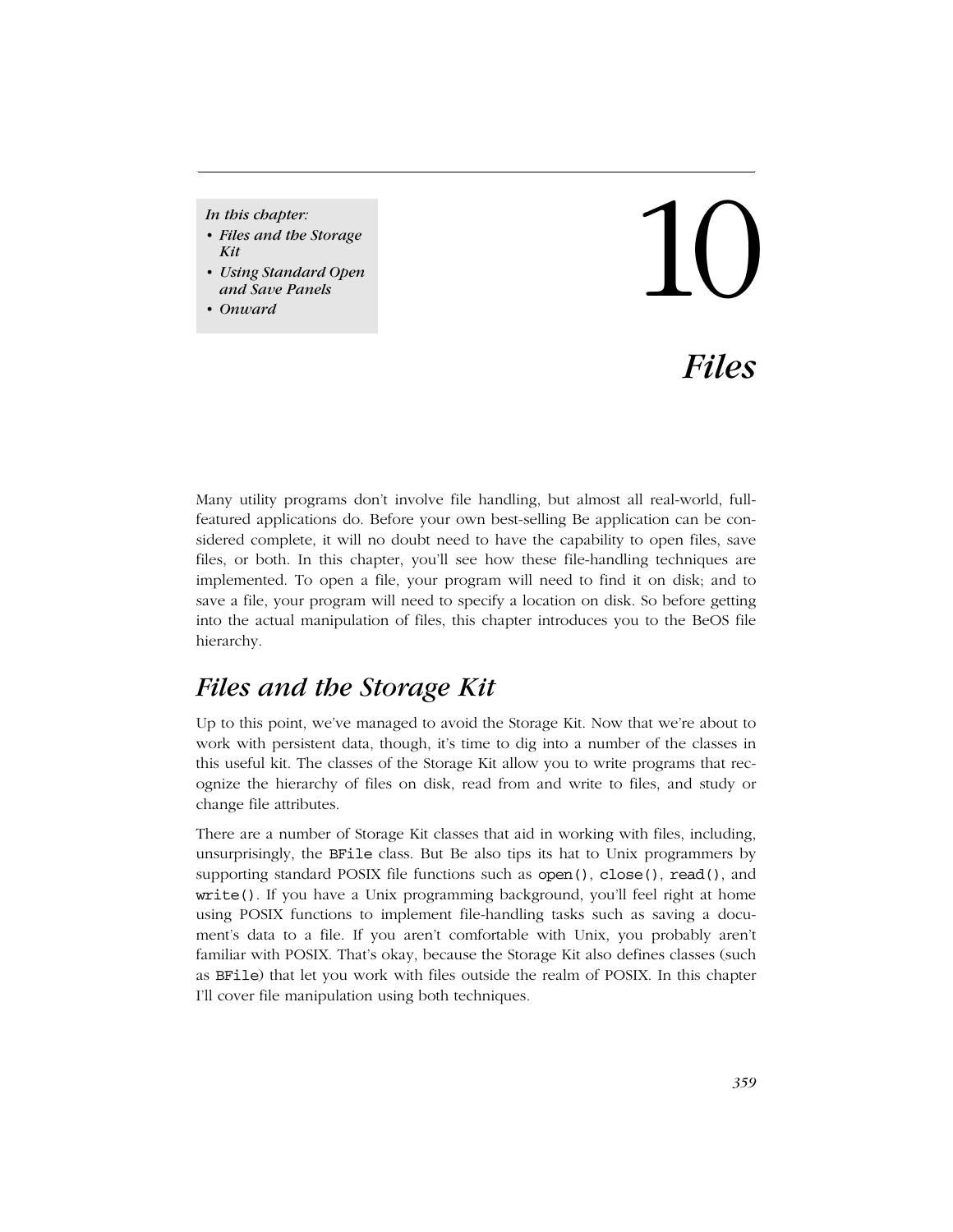*In this chapter:*
- *Files and the Storage Kit*
- *Using Standard Open and Save Panels*
- *Onward*

# 10 Files

Many utility programs don't involve file handling, but almost all real-world, full-featured applications do. Before your own best-selling Be application can be considered complete, it will no doubt need to have the capability to open files, save files, or both. In this chapter, you'll see how these file-handling techniques are implemented. To open a file, your program will need to find it on disk; and to save a file, your program will need to specify a location on disk. So before getting into the actual manipulation of files, this chapter introduces you to the BeOS file hierarchy.

## Files and the Storage Kit

Up to this point, we've managed to avoid the Storage Kit. Now that we're about to work with persistent data, though, it's time to dig into a number of the classes in this useful kit. The classes of the Storage Kit allow you to write programs that recognize the hierarchy of files on disk, read from and write to files, and study or change file attributes.

There are a number of Storage Kit classes that aid in working with files, including, unsurprisingly, the `BFile` class. But Be also tips its hat to Unix programmers by supporting standard POSIX file functions such as `open()`, `close()`, `read()`, and `write()`. If you have a Unix programming background, you'll feel right at home using POSIX functions to implement file-handling tasks such as saving a document's data to a file. If you aren't comfortable with Unix, you probably aren't familiar with POSIX. That's okay, because the Storage Kit also defines classes (such as `BFile`) that let you work with files outside the realm of POSIX. In this chapter I'll cover file manipulation using both techniques.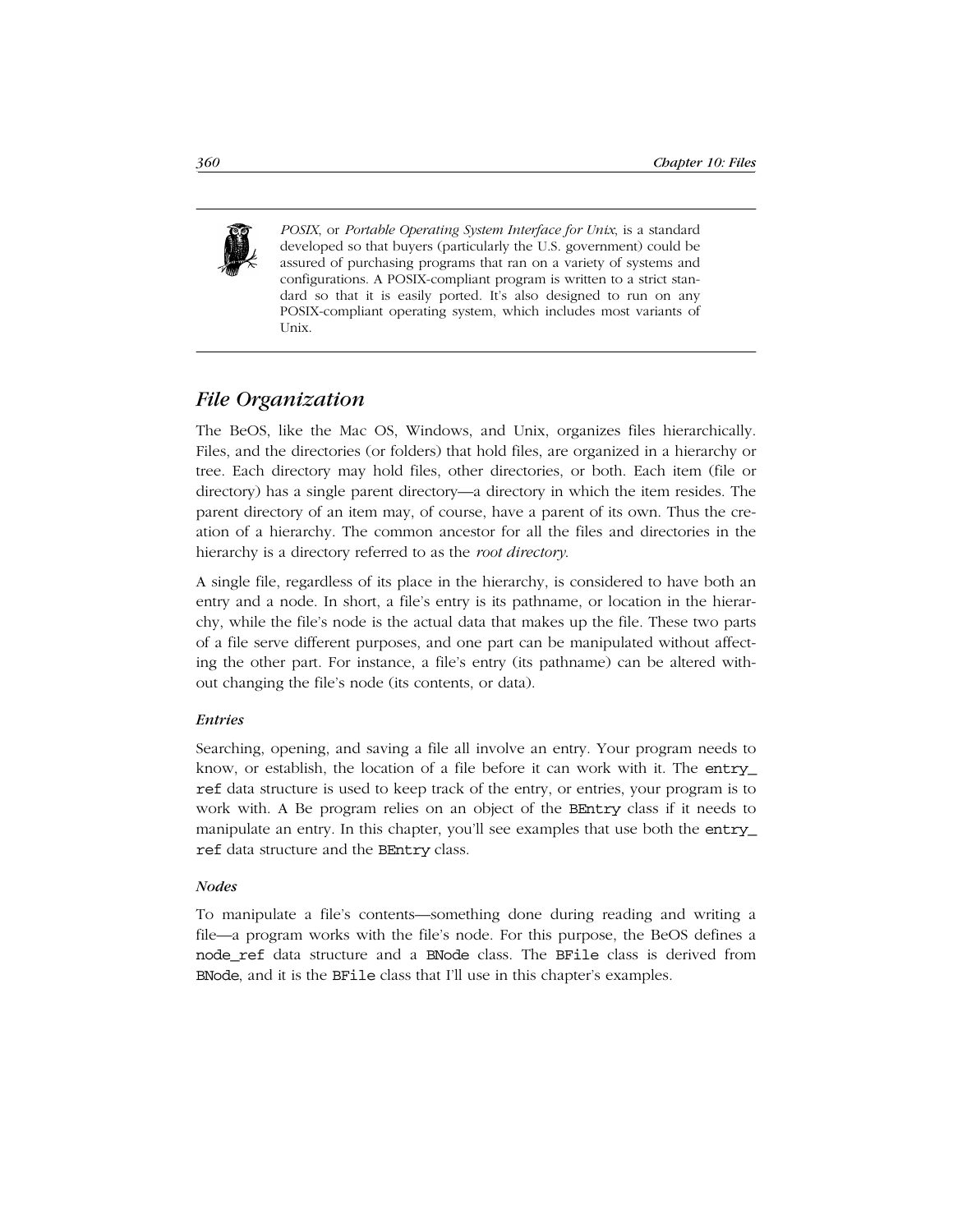*POSIX*, or *Portable Operating System Interface for Unix*, is a standard developed so that buyers (particularly the U.S. government) could be assured of purchasing programs that ran on a variety of systems and configurations. A POSIX-compliant program is written to a strict standard so that it is easily ported. It's also designed to run on any POSIX-compliant operating system, which includes most variants of Unix.

## File Organization

The BeOS, like the Mac OS, Windows, and Unix, organizes files hierarchically. Files, and the directories (or folders) that hold files, are organized in a hierarchy or tree. Each directory may hold files, other directories, or both. Each item (file or directory) has a single parent directory—a directory in which the item resides. The parent directory of an item may, of course, have a parent of its own. Thus the creation of a hierarchy. The common ancestor for all the files and directories in the hierarchy is a directory referred to as the *root directory*.

A single file, regardless of its place in the hierarchy, is considered to have both an entry and a node. In short, a file's entry is its pathname, or location in the hierarchy, while the file's node is the actual data that makes up the file. These two parts of a file serve different purposes, and one part can be manipulated without affecting the other part. For instance, a file's entry (its pathname) can be altered without changing the file's node (its contents, or data).

### Entries

Searching, opening, and saving a file all involve an entry. Your program needs to know, or establish, the location of a file before it can work with it. The `entry_ref` data structure is used to keep track of the entry, or entries, your program is to work with. A Be program relies on an object of the `BEntry` class if it needs to manipulate an entry. In this chapter, you'll see examples that use both the `entry_ref` data structure and the `BEntry` class.

### Nodes

To manipulate a file's contents—something done during reading and writing a file—a program works with the file's node. For this purpose, the BeOS defines a `node_ref` data structure and a `BNode` class. The `BFile` class is derived from `BNode`, and it is the `BFile` class that I'll use in this chapter's examples.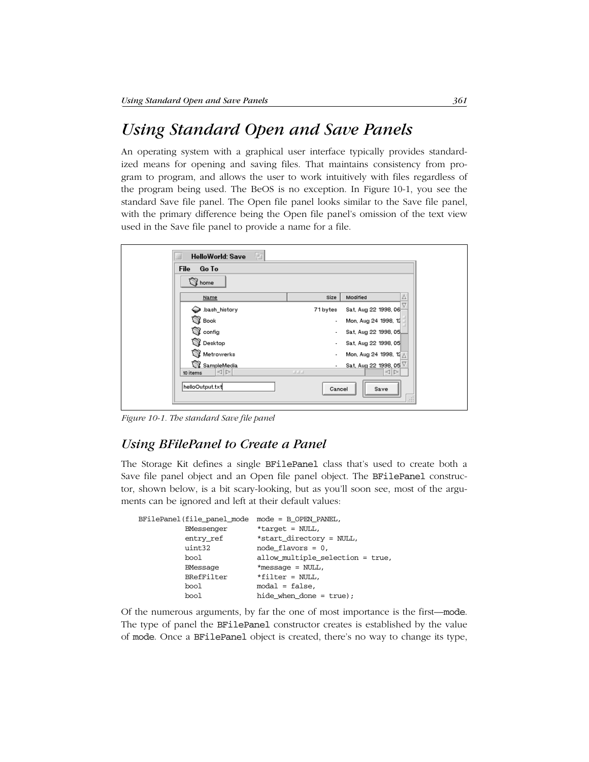# Using Standard Open and Save Panels

An operating system with a graphical user interface typically provides standardized means for opening and saving files. That maintains consistency from program to program, and allows the user to work intuitively with files regardless of the program being used. The BeOS is no exception. In Figure 10-1, you see the standard Save file panel. The Open file panel looks similar to the Save file panel, with the primary difference being the Open file panel's omission of the text view used in the Save file panel to provide a name for a file.

*Figure 10-1. The standard Save file panel*

## Using BFilePanel to Create a Panel

The Storage Kit defines a single `BFilePanel` class that's used to create both a Save file panel object and an Open file panel object. The `BFilePanel` constructor, shown below, is a bit scary-looking, but as you'll soon see, most of the arguments can be ignored and left at their default values:

```
BFilePanel(file_panel_mode  mode = B_OPEN_PANEL,
           BMessenger       *target = NULL,
           entry_ref        *start_directory = NULL,
           uint32           node_flavors = 0,
           bool             allow_multiple_selection = true,
           BMessage         *message = NULL,
           BRefFilter       *filter = NULL,
           bool             modal = false,
           bool             hide_when_done = true);
```

Of the numerous arguments, by far the one of most importance is the first—`mode`. The type of panel the `BFilePanel` constructor creates is established by the value of `mode`. Once a `BFilePanel` object is created, there's no way to change its type,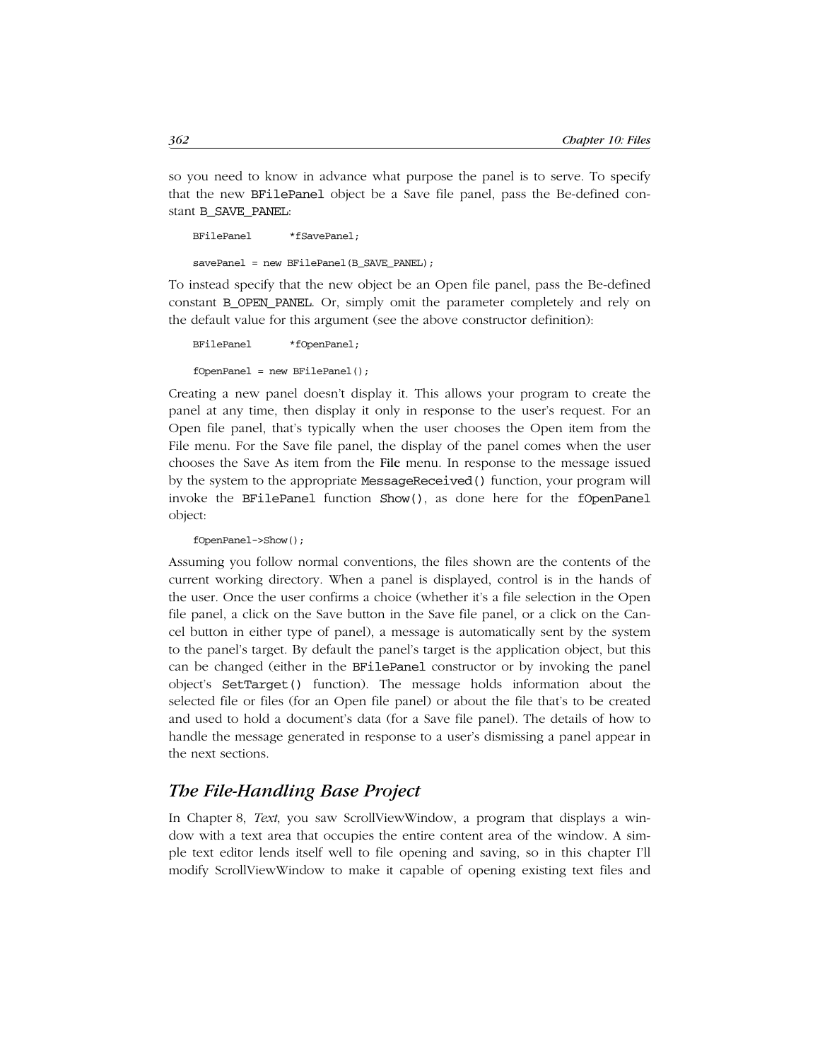so you need to know in advance what purpose the panel is to serve. To specify that the new BFilePanel object be a Save file panel, pass the Be-defined constant B_SAVE_PANEL:

```
BFilePanel      *fSavePanel;

savePanel = new BFilePanel(B_SAVE_PANEL);
```

To instead specify that the new object be an Open file panel, pass the Be-defined constant B_OPEN_PANEL. Or, simply omit the parameter completely and rely on the default value for this argument (see the above constructor definition):

```
BFilePanel      *fOpenPanel;

fOpenPanel = new BFilePanel();
```

Creating a new panel doesn't display it. This allows your program to create the panel at any time, then display it only in response to the user's request. For an Open file panel, that's typically when the user chooses the Open item from the File menu. For the Save file panel, the display of the panel comes when the user chooses the Save As item from the **File** menu. In response to the message issued by the system to the appropriate MessageReceived() function, your program will invoke the BFilePanel function Show(), as done here for the fOpenPanel object:

```
fOpenPanel->Show();
```

Assuming you follow normal conventions, the files shown are the contents of the current working directory. When a panel is displayed, control is in the hands of the user. Once the user confirms a choice (whether it's a file selection in the Open file panel, a click on the Save button in the Save file panel, or a click on the Cancel button in either type of panel), a message is automatically sent by the system to the panel's target. By default the panel's target is the application object, but this can be changed (either in the BFilePanel constructor or by invoking the panel object's SetTarget() function). The message holds information about the selected file or files (for an Open file panel) or about the file that's to be created and used to hold a document's data (for a Save file panel). The details of how to handle the message generated in response to a user's dismissing a panel appear in the next sections.

## The File-Handling Base Project

In Chapter 8, *Text*, you saw ScrollViewWindow, a program that displays a window with a text area that occupies the entire content area of the window. A simple text editor lends itself well to file opening and saving, so in this chapter I'll modify ScrollViewWindow to make it capable of opening existing text files and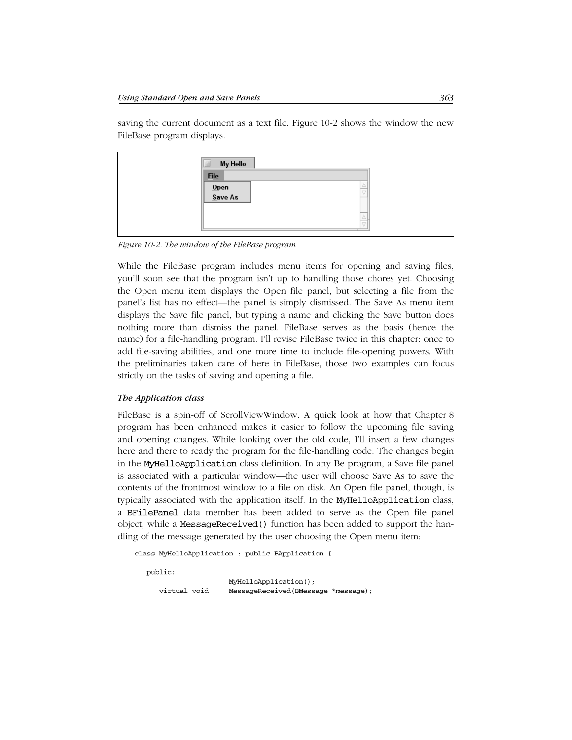saving the current document as a text file. Figure 10-2 shows the window the new FileBase program displays.

My Hello

File

Open

Save As

*Figure 10-2. The window of the FileBase program*

While the FileBase program includes menu items for opening and saving files, you'll soon see that the program isn't up to handling those chores yet. Choosing the Open menu item displays the Open file panel, but selecting a file from the panel's list has no effect—the panel is simply dismissed. The Save As menu item displays the Save file panel, but typing a name and clicking the Save button does nothing more than dismiss the panel. FileBase serves as the basis (hence the name) for a file-handling program. I'll revise FileBase twice in this chapter: once to add file-saving abilities, and one more time to include file-opening powers. With the preliminaries taken care of here in FileBase, those two examples can focus strictly on the tasks of saving and opening a file.

### *The Application class*

FileBase is a spin-off of ScrollViewWindow. A quick look at how that Chapter 8 program has been enhanced makes it easier to follow the upcoming file saving and opening changes. While looking over the old code, I'll insert a few changes here and there to ready the program for the file-handling code. The changes begin in the `MyHelloApplication` class definition. In any Be program, a Save file panel is associated with a particular window—the user will choose Save As to save the contents of the frontmost window to a file on disk. An Open file panel, though, is typically associated with the application itself. In the `MyHelloApplication` class, a `BFilePanel` data member has been added to serve as the Open file panel object, while a `MessageReceived()` function has been added to support the handling of the message generated by the user choosing the Open menu item:

```
class MyHelloApplication : public BApplication {

   public:
                     MyHelloApplication();
      virtual void     MessageReceived(BMessage *message);
```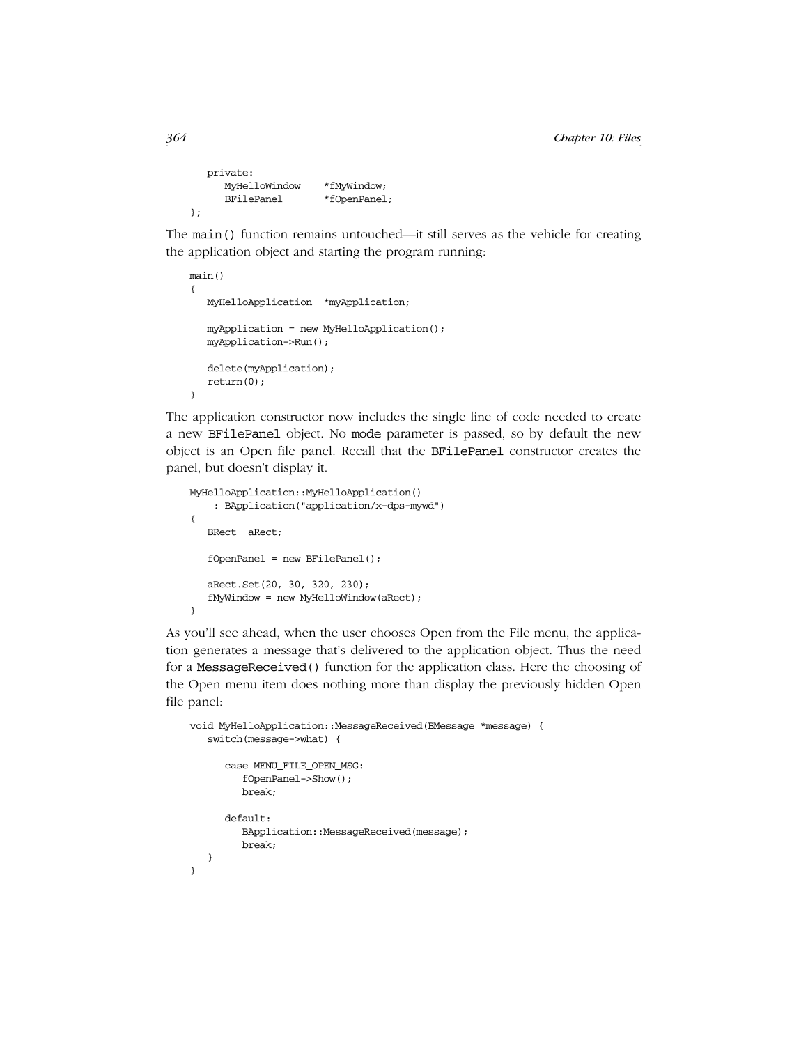```
    private:
        MyHelloWindow    *fMyWindow;
        BFilePanel       *fOpenPanel;
};
```

The `main()` function remains untouched—it still serves as the vehicle for creating the application object and starting the program running:

```
main()
{
    MyHelloApplication  *myApplication;

    myApplication = new MyHelloApplication();
    myApplication->Run();

    delete(myApplication);
    return(0);
}
```

The application constructor now includes the single line of code needed to create a new `BFilePanel` object. No `mode` parameter is passed, so by default the new object is an Open file panel. Recall that the `BFilePanel` constructor creates the panel, but doesn't display it.

```
MyHelloApplication::MyHelloApplication()
     : BApplication("application/x-dps-mywd")
{
    BRect  aRect;

    fOpenPanel = new BFilePanel();

    aRect.Set(20, 30, 320, 230);
    fMyWindow = new MyHelloWindow(aRect);
}
```

As you'll see ahead, when the user chooses Open from the File menu, the application generates a message that's delivered to the application object. Thus the need for a `MessageReceived()` function for the application class. Here the choosing of the Open menu item does nothing more than display the previously hidden Open file panel:

```
void MyHelloApplication::MessageReceived(BMessage *message) {
    switch(message->what) {

        case MENU_FILE_OPEN_MSG:
            fOpenPanel->Show();
            break;

        default:
            BApplication::MessageReceived(message);
            break;
    }
}
```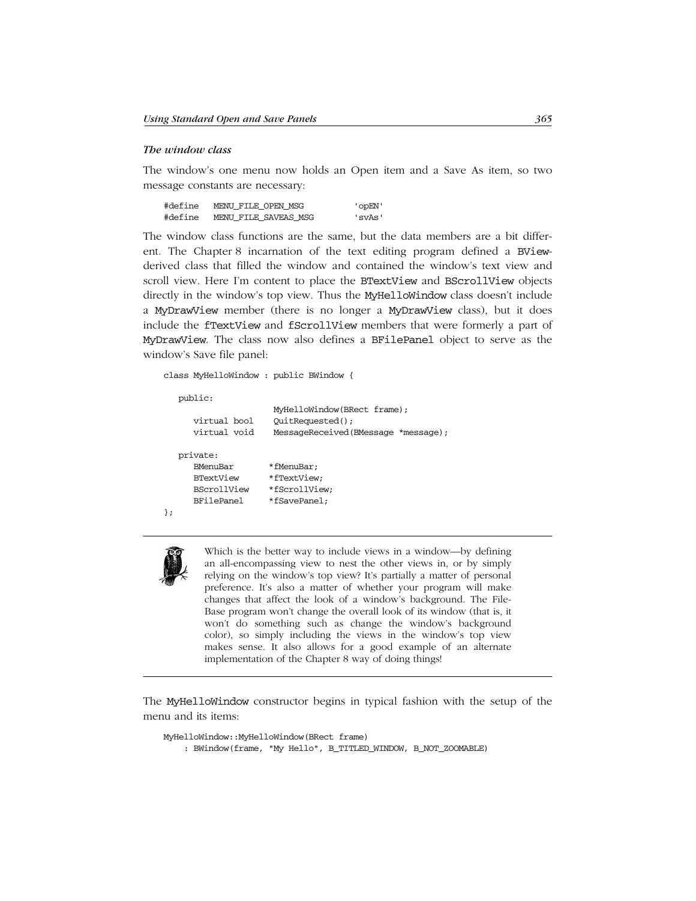### *The window class*

The window's one menu now holds an Open item and a Save As item, so two message constants are necessary:

```
#define   MENU_FILE_OPEN_MSG          'opEN'
#define   MENU_FILE_SAVEAS_MSG        'svAs'
```

The window class functions are the same, but the data members are a bit different. The Chapter 8 incarnation of the text editing program defined a BView-derived class that filled the window and contained the window's text view and scroll view. Here I'm content to place the BTextView and BScrollView objects directly in the window's top view. Thus the MyHelloWindow class doesn't include a MyDrawView member (there is no longer a MyDrawView class), but it does include the fTextView and fScrollView members that were formerly a part of MyDrawView. The class now also defines a BFilePanel object to serve as the window's Save file panel:

```
class MyHelloWindow : public BWindow {

   public:
                     MyHelloWindow(BRect frame);
      virtual bool   QuitRequested();
      virtual void   MessageReceived(BMessage *message);

   private:
      BMenuBar       *fMenuBar;
      BTextView      *fTextView;
      BScrollView    *fScrollView;
      BFilePanel     *fSavePanel;
};
```

> Which is the better way to include views in a window—by defining an all-encompassing view to nest the other views in, or by simply relying on the window's top view? It's partially a matter of personal preference. It's also a matter of whether your program will make changes that affect the look of a window's background. The File-Base program won't change the overall look of its window (that is, it won't do something such as change the window's background color), so simply including the views in the window's top view makes sense. It also allows for a good example of an alternate implementation of the Chapter 8 way of doing things!

The MyHelloWindow constructor begins in typical fashion with the setup of the menu and its items:

```
MyHelloWindow::MyHelloWindow(BRect frame)
    : BWindow(frame, "My Hello", B_TITLED_WINDOW, B_NOT_ZOOMABLE)
```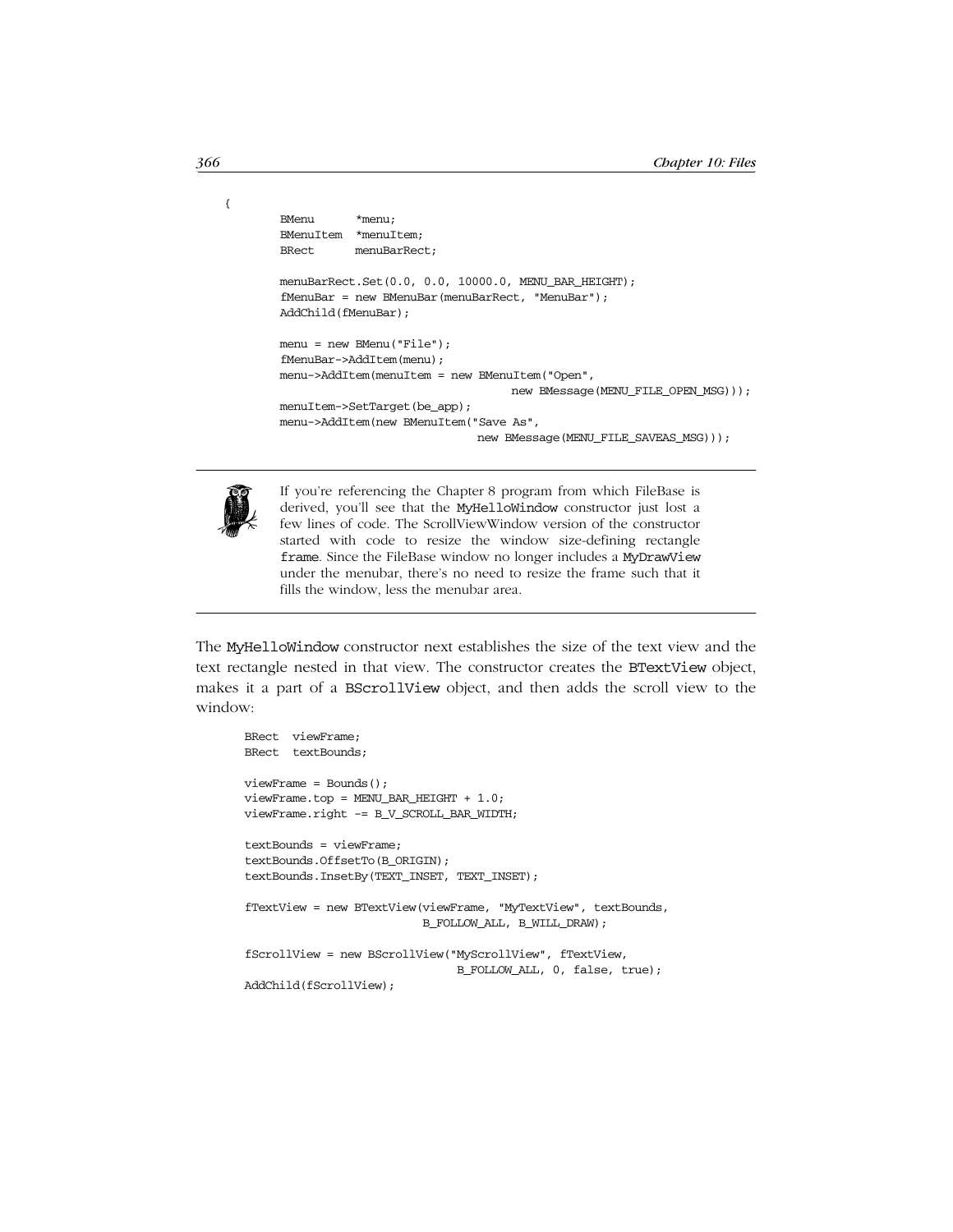```
{
    BMenu      *menu;
    BMenuItem  *menuItem;
    BRect      menuBarRect;

    menuBarRect.Set(0.0, 0.0, 10000.0, MENU_BAR_HEIGHT);
    fMenuBar = new BMenuBar(menuBarRect, "MenuBar");
    AddChild(fMenuBar);

    menu = new BMenu("File");
    fMenuBar->AddItem(menu);
    menu->AddItem(menuItem = new BMenuItem("Open",
                                    new BMessage(MENU_FILE_OPEN_MSG)));
    menuItem->SetTarget(be_app);
    menu->AddItem(new BMenuItem("Save As",
                                new BMessage(MENU_FILE_SAVEAS_MSG)));
```

If you're referencing the Chapter 8 program from which FileBase is derived, you'll see that the `MyHelloWindow` constructor just lost a few lines of code. The ScrollViewWindow version of the constructor started with code to resize the window size-defining rectangle `frame`. Since the FileBase window no longer includes a `MyDrawView` under the menubar, there's no need to resize the frame such that it fills the window, less the menubar area.

The `MyHelloWindow` constructor next establishes the size of the text view and the text rectangle nested in that view. The constructor creates the `BTextView` object, makes it a part of a `BScrollView` object, and then adds the scroll view to the window:

```
BRect  viewFrame;
BRect  textBounds;

viewFrame = Bounds();
viewFrame.top = MENU_BAR_HEIGHT + 1.0;
viewFrame.right -= B_V_SCROLL_BAR_WIDTH;

textBounds = viewFrame;
textBounds.OffsetTo(B_ORIGIN);
textBounds.InsetBy(TEXT_INSET, TEXT_INSET);

fTextView = new BTextView(viewFrame, "MyTextView", textBounds,
                          B_FOLLOW_ALL, B_WILL_DRAW);

fScrollView = new BScrollView("MyScrollView", fTextView,
                              B_FOLLOW_ALL, 0, false, true);
AddChild(fScrollView);
```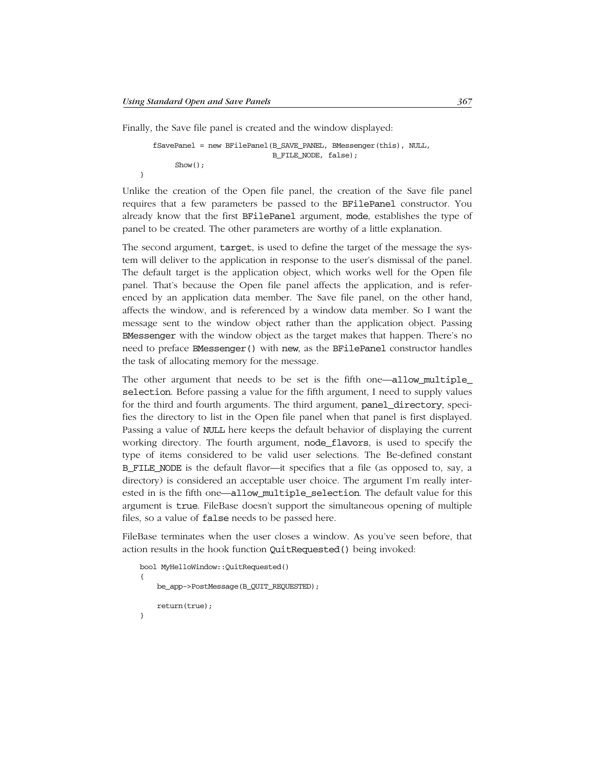Finally, the Save file panel is created and the window displayed:

```
    fSavePanel = new BFilePanel(B_SAVE_PANEL, BMessenger(this), NULL,
                               B_FILE_NODE, false);
        Show();
}
```

Unlike the creation of the Open file panel, the creation of the Save file panel requires that a few parameters be passed to the `BFilePanel` constructor. You already know that the first `BFilePanel` argument, `mode`, establishes the type of panel to be created. The other parameters are worthy of a little explanation.

The second argument, `target`, is used to define the target of the message the system will deliver to the application in response to the user's dismissal of the panel. The default target is the application object, which works well for the Open file panel. That's because the Open file panel affects the application, and is referenced by an application data member. The Save file panel, on the other hand, affects the window, and is referenced by a window data member. So I want the message sent to the window object rather than the application object. Passing `BMessenger` with the window object as the target makes that happen. There's no need to preface `BMessenger()` with `new`, as the `BFilePanel` constructor handles the task of allocating memory for the message.

The other argument that needs to be set is the fifth one—`allow_multiple_selection`. Before passing a value for the fifth argument, I need to supply values for the third and fourth arguments. The third argument, `panel_directory`, specifies the directory to list in the Open file panel when that panel is first displayed. Passing a value of `NULL` here keeps the default behavior of displaying the current working directory. The fourth argument, `node_flavors`, is used to specify the type of items considered to be valid user selections. The Be-defined constant `B_FILE_NODE` is the default flavor—it specifies that a file (as opposed to, say, a directory) is considered an acceptable user choice. The argument I'm really interested in is the fifth one—`allow_multiple_selection`. The default value for this argument is `true`. FileBase doesn't support the simultaneous opening of multiple files, so a value of `false` needs to be passed here.

FileBase terminates when the user closes a window. As you've seen before, that action results in the hook function `QuitRequested()` being invoked:

```
bool MyHelloWindow::QuitRequested()
{
    be_app->PostMessage(B_QUIT_REQUESTED);

    return(true);
}
```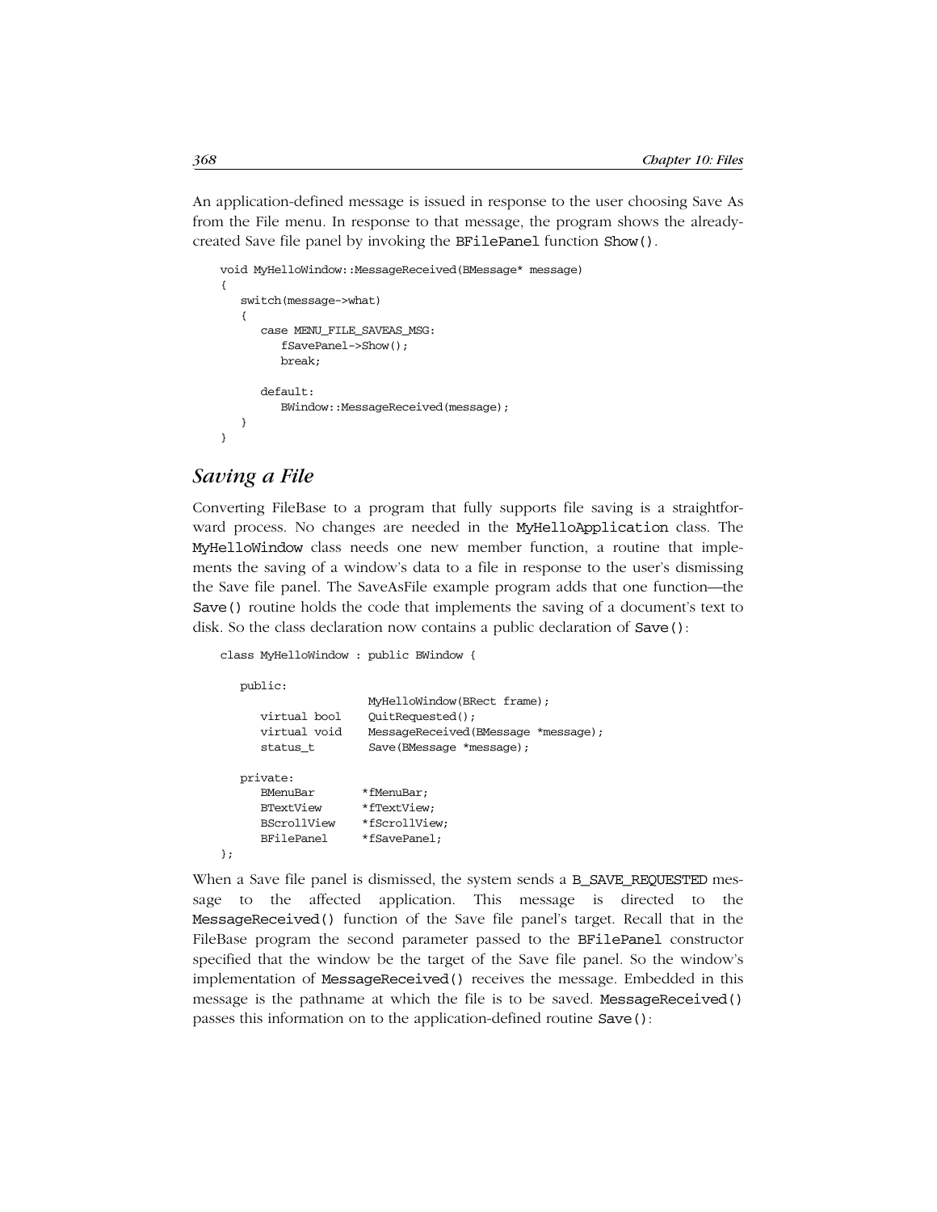An application-defined message is issued in response to the user choosing Save As from the File menu. In response to that message, the program shows the already-created Save file panel by invoking the BFilePanel function Show().

```
void MyHelloWindow::MessageReceived(BMessage* message)
{
   switch(message->what)
   {
      case MENU_FILE_SAVEAS_MSG:
         fSavePanel->Show();
         break;

      default:
         BWindow::MessageReceived(message);
   }
}
```

## Saving a File

Converting FileBase to a program that fully supports file saving is a straightforward process. No changes are needed in the MyHelloApplication class. The MyHelloWindow class needs one new member function, a routine that implements the saving of a window's data to a file in response to the user's dismissing the Save file panel. The SaveAsFile example program adds that one function—the Save() routine holds the code that implements the saving of a document's text to disk. So the class declaration now contains a public declaration of Save():

```
class MyHelloWindow : public BWindow {

   public:
                      MyHelloWindow(BRect frame);
      virtual bool    QuitRequested();
      virtual void    MessageReceived(BMessage *message);
      status_t        Save(BMessage *message);

   private:
      BMenuBar       *fMenuBar;
      BTextView      *fTextView;
      BScrollView    *fScrollView;
      BFilePanel     *fSavePanel;
};
```

When a Save file panel is dismissed, the system sends a B_SAVE_REQUESTED message to the affected application. This message is directed to the MessageReceived() function of the Save file panel's target. Recall that in the FileBase program the second parameter passed to the BFilePanel constructor specified that the window be the target of the Save file panel. So the window's implementation of MessageReceived() receives the message. Embedded in this message is the pathname at which the file is to be saved. MessageReceived() passes this information on to the application-defined routine Save():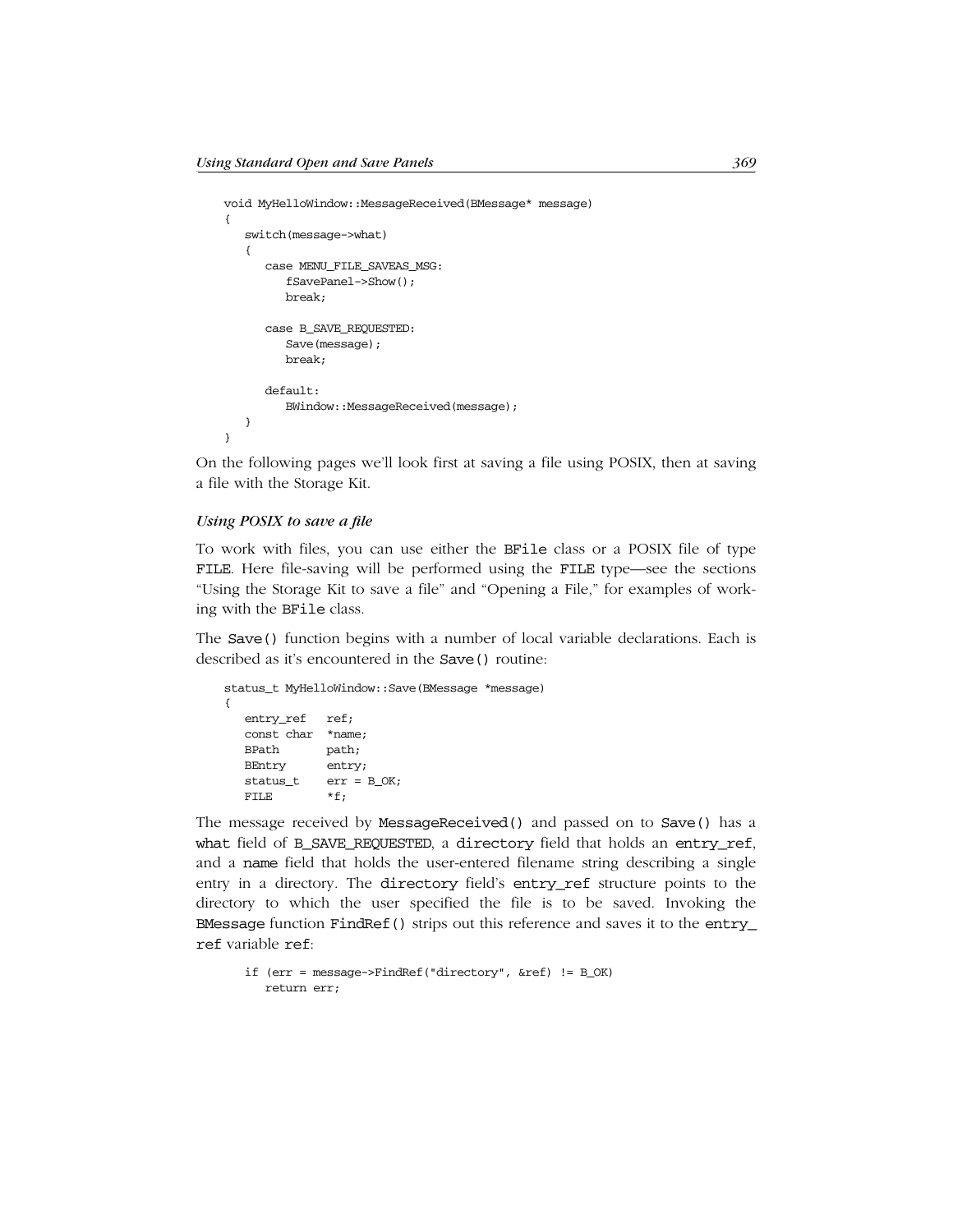```
void MyHelloWindow::MessageReceived(BMessage* message)
{
   switch(message->what)
   {
      case MENU_FILE_SAVEAS_MSG:
         fSavePanel->Show();
         break;

      case B_SAVE_REQUESTED:
         Save(message);
         break;

      default:
         BWindow::MessageReceived(message);
   }
}
```

On the following pages we'll look first at saving a file using POSIX, then at saving a file with the Storage Kit.

### *Using POSIX to save a file*

To work with files, you can use either the `BFile` class or a POSIX file of type `FILE`. Here file-saving will be performed using the `FILE` type—see the sections "Using the Storage Kit to save a file" and "Opening a File," for examples of working with the `BFile` class.

The `Save()` function begins with a number of local variable declarations. Each is described as it's encountered in the `Save()` routine:

```
status_t MyHelloWindow::Save(BMessage *message)
{
   entry_ref   ref;
   const char  *name;
   BPath       path;
   BEntry      entry;
   status_t    err = B_OK;
   FILE        *f;
```

The message received by `MessageReceived()` and passed on to `Save()` has a `what` field of `B_SAVE_REQUESTED`, a `directory` field that holds an `entry_ref`, and a `name` field that holds the user-entered filename string describing a single entry in a directory. The `directory` field's `entry_ref` structure points to the directory to which the user specified the file is to be saved. Invoking the `BMessage` function `FindRef()` strips out this reference and saves it to the `entry_ref` variable `ref`:

```
   if (err = message->FindRef("directory", &ref) != B_OK)
      return err;
```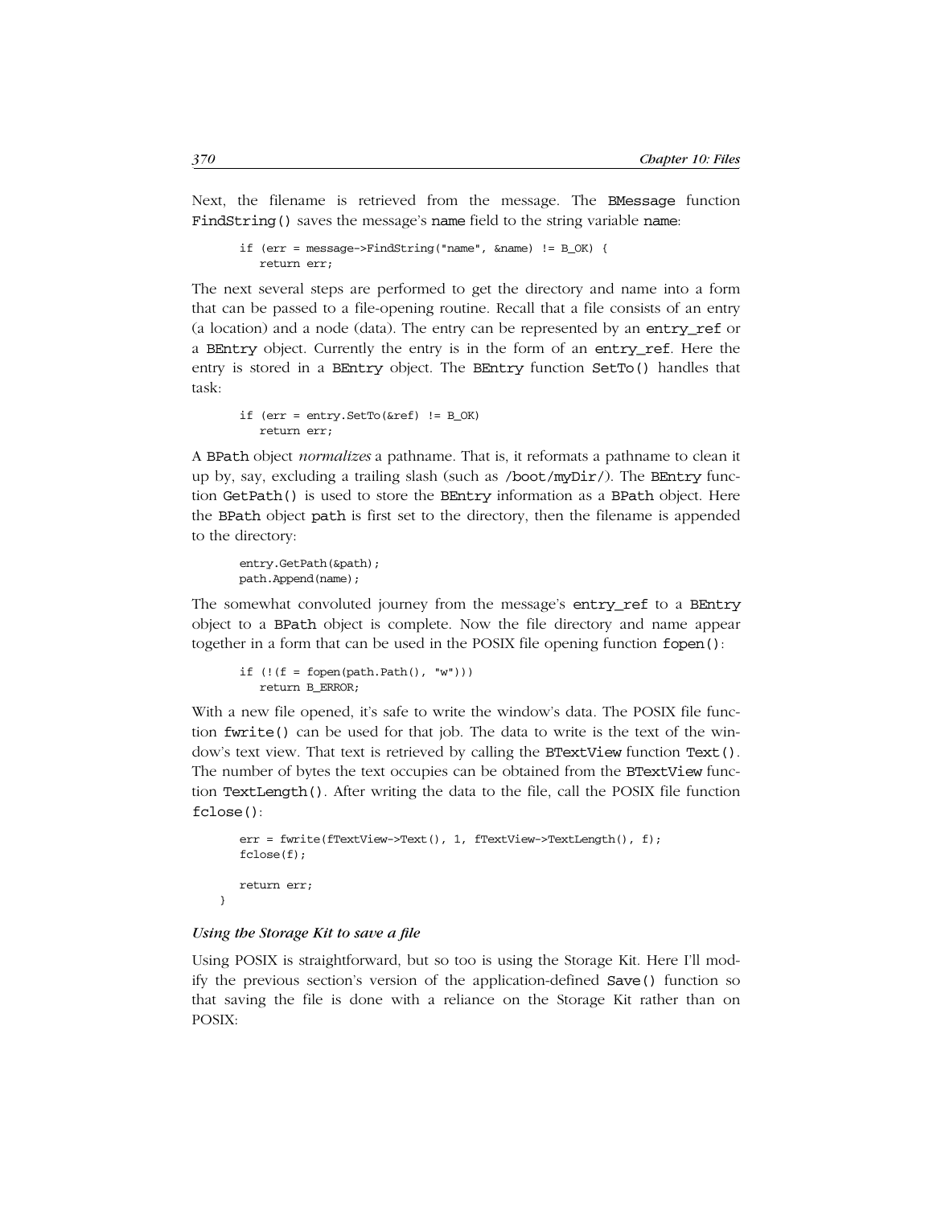Next, the filename is retrieved from the message. The BMessage function FindString() saves the message's name field to the string variable name:

```
if (err = message->FindString("name", &name) != B_OK) {
   return err;
```

The next several steps are performed to get the directory and name into a form that can be passed to a file-opening routine. Recall that a file consists of an entry (a location) and a node (data). The entry can be represented by an entry_ref or a BEntry object. Currently the entry is in the form of an entry_ref. Here the entry is stored in a BEntry object. The BEntry function SetTo() handles that task:

```
if (err = entry.SetTo(&ref) != B_OK)
   return err;
```

A BPath object *normalizes* a pathname. That is, it reformats a pathname to clean it up by, say, excluding a trailing slash (such as /boot/myDir/). The BEntry function GetPath() is used to store the BEntry information as a BPath object. Here the BPath object path is first set to the directory, then the filename is appended to the directory:

```
entry.GetPath(&path);
path.Append(name);
```

The somewhat convoluted journey from the message's entry_ref to a BEntry object to a BPath object is complete. Now the file directory and name appear together in a form that can be used in the POSIX file opening function fopen():

```
if (!(f = fopen(path.Path(), "w")))
   return B_ERROR;
```

With a new file opened, it's safe to write the window's data. The POSIX file function fwrite() can be used for that job. The data to write is the text of the window's text view. That text is retrieved by calling the BTextView function Text(). The number of bytes the text occupies can be obtained from the BTextView function TextLength(). After writing the data to the file, call the POSIX file function fclose():

```
   err = fwrite(fTextView->Text(), 1, fTextView->TextLength(), f);
   fclose(f);

   return err;
}
```

### *Using the Storage Kit to save a file*

Using POSIX is straightforward, but so too is using the Storage Kit. Here I'll modify the previous section's version of the application-defined Save() function so that saving the file is done with a reliance on the Storage Kit rather than on POSIX: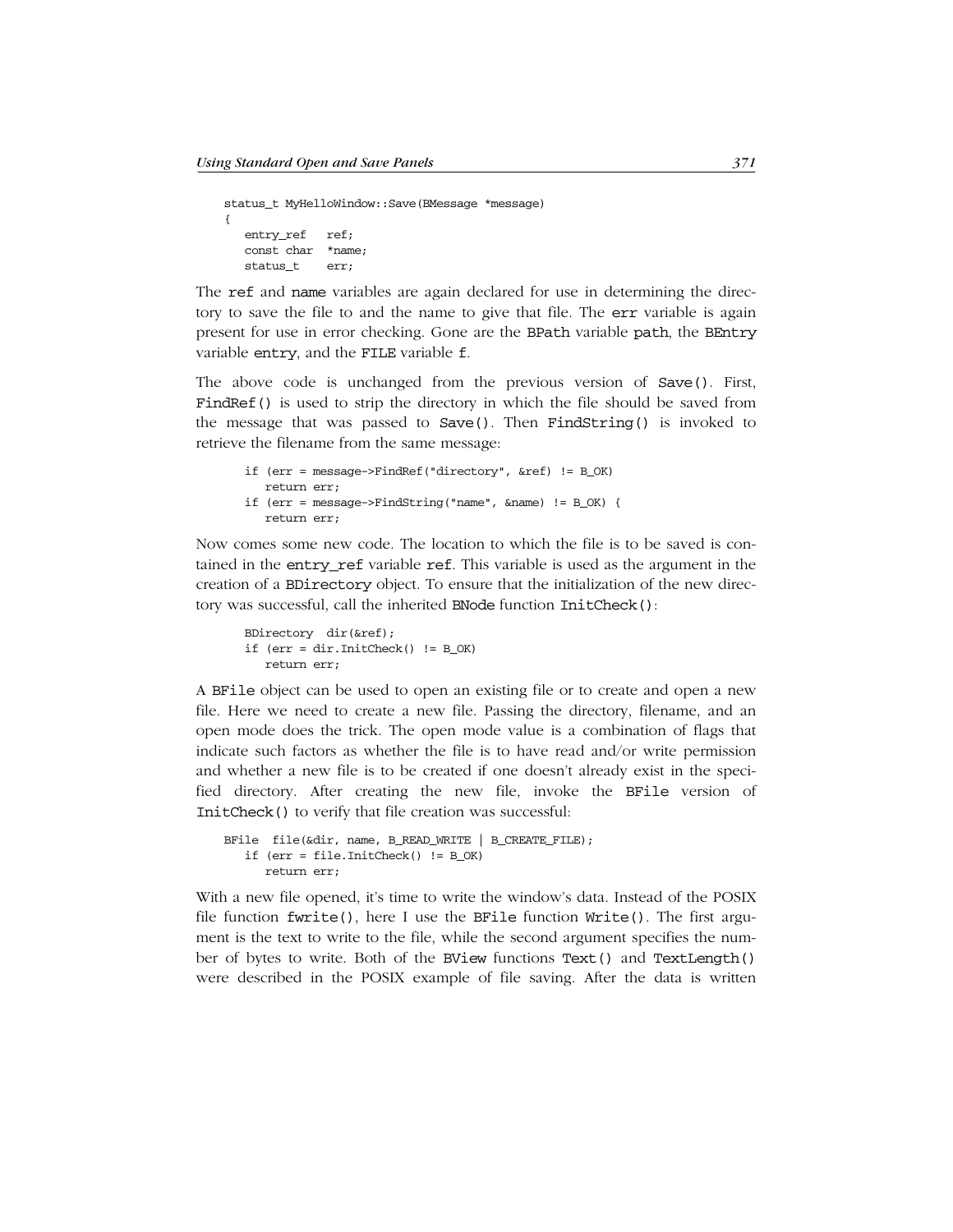```
status_t MyHelloWindow::Save(BMessage *message)
{
   entry_ref   ref;
   const char  *name;
   status_t    err;
```

The ref and name variables are again declared for use in determining the directory to save the file to and the name to give that file. The err variable is again present for use in error checking. Gone are the BPath variable path, the BEntry variable entry, and the FILE variable f.

The above code is unchanged from the previous version of Save(). First, FindRef() is used to strip the directory in which the file should be saved from the message that was passed to Save(). Then FindString() is invoked to retrieve the filename from the same message:

```
   if (err = message->FindRef("directory", &ref) != B_OK)
      return err;
   if (err = message->FindString("name", &name) != B_OK) {
      return err;
```

Now comes some new code. The location to which the file is to be saved is contained in the entry_ref variable ref. This variable is used as the argument in the creation of a BDirectory object. To ensure that the initialization of the new directory was successful, call the inherited BNode function InitCheck():

```
   BDirectory  dir(&ref);
   if (err = dir.InitCheck() != B_OK)
      return err;
```

A BFile object can be used to open an existing file or to create and open a new file. Here we need to create a new file. Passing the directory, filename, and an open mode does the trick. The open mode value is a combination of flags that indicate such factors as whether the file is to have read and/or write permission and whether a new file is to be created if one doesn't already exist in the specified directory. After creating the new file, invoke the BFile version of InitCheck() to verify that file creation was successful:

```
BFile  file(&dir, name, B_READ_WRITE | B_CREATE_FILE);
   if (err = file.InitCheck() != B_OK)
      return err;
```

With a new file opened, it's time to write the window's data. Instead of the POSIX file function fwrite(), here I use the BFile function Write(). The first argument is the text to write to the file, while the second argument specifies the number of bytes to write. Both of the BView functions Text() and TextLength() were described in the POSIX example of file saving. After the data is written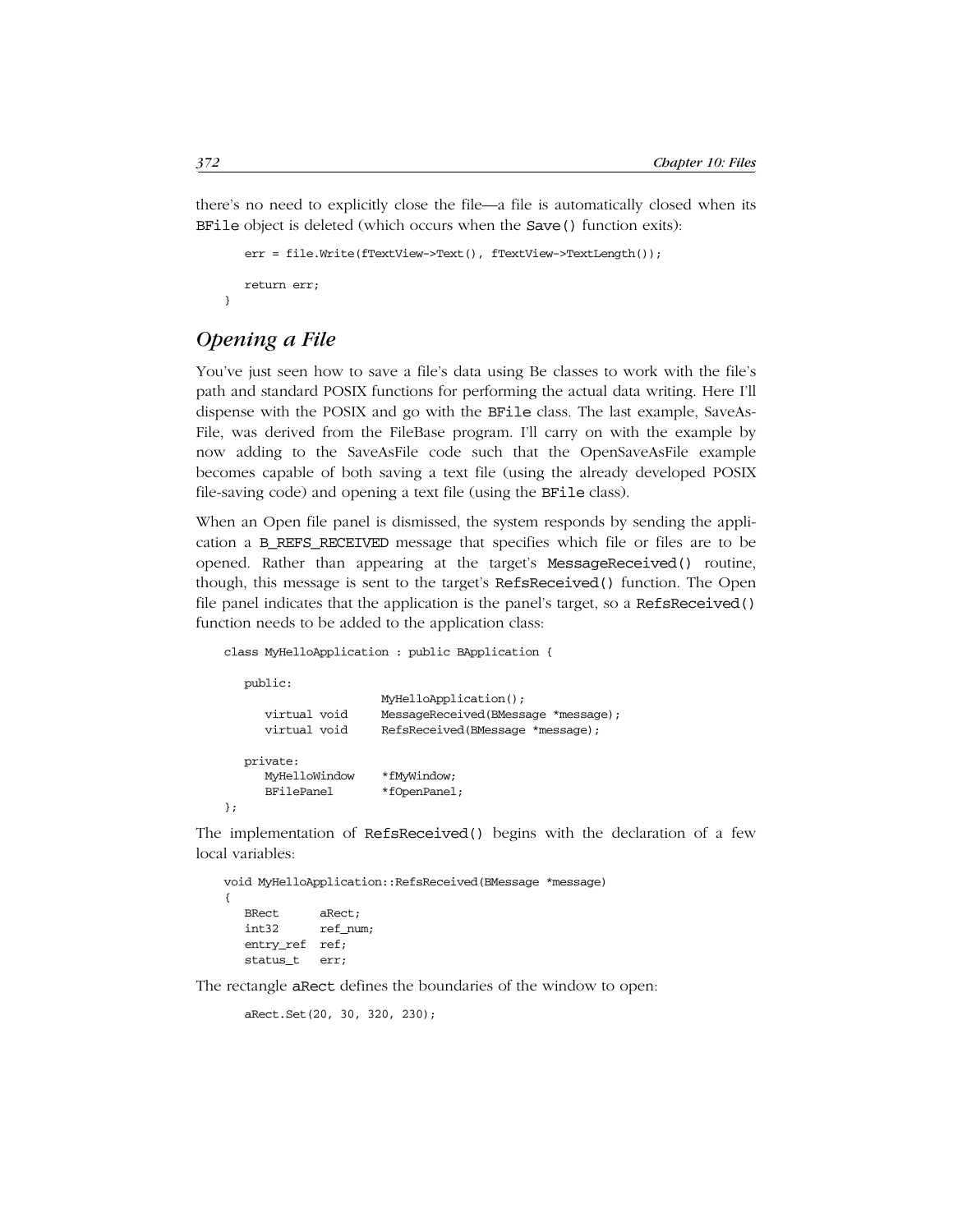there's no need to explicitly close the file—a file is automatically closed when its BFile object is deleted (which occurs when the Save() function exits):

```
    err = file.Write(fTextView->Text(), fTextView->TextLength());

    return err;
}
```

## *Opening a File*

You've just seen how to save a file's data using Be classes to work with the file's path and standard POSIX functions for performing the actual data writing. Here I'll dispense with the POSIX and go with the BFile class. The last example, SaveAs-File, was derived from the FileBase program. I'll carry on with the example by now adding to the SaveAsFile code such that the OpenSaveAsFile example becomes capable of both saving a text file (using the already developed POSIX file-saving code) and opening a text file (using the BFile class).

When an Open file panel is dismissed, the system responds by sending the application a B_REFS_RECEIVED message that specifies which file or files are to be opened. Rather than appearing at the target's MessageReceived() routine, though, this message is sent to the target's RefsReceived() function. The Open file panel indicates that the application is the panel's target, so a RefsReceived() function needs to be added to the application class:

```
class MyHelloApplication : public BApplication {

   public:
                        MyHelloApplication();
      virtual void      MessageReceived(BMessage *message);
      virtual void      RefsReceived(BMessage *message);

   private:
      MyHelloWindow     *fMyWindow;
      BFilePanel        *fOpenPanel;
};
```

The implementation of RefsReceived() begins with the declaration of a few local variables:

```
void MyHelloApplication::RefsReceived(BMessage *message)
{
   BRect      aRect;
   int32      ref_num;
   entry_ref  ref;
   status_t   err;
```

The rectangle aRect defines the boundaries of the window to open:

```
   aRect.Set(20, 30, 320, 230);
```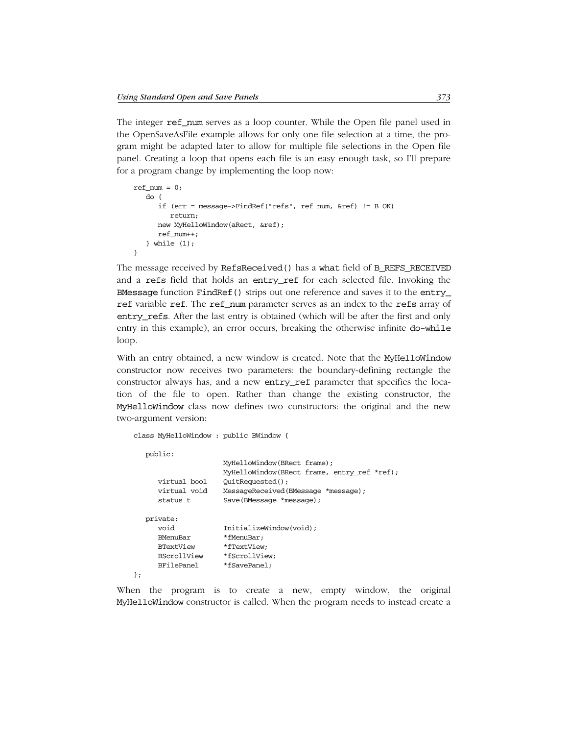The integer `ref_num` serves as a loop counter. While the Open file panel used in the OpenSaveAsFile example allows for only one file selection at a time, the program might be adapted later to allow for multiple file selections in the Open file panel. Creating a loop that opens each file is an easy enough task, so I'll prepare for a program change by implementing the loop now:

```
ref_num = 0;
   do {
      if (err = message->FindRef("refs", ref_num, &ref) != B_OK)
         return;
      new MyHelloWindow(aRect, &ref);
      ref_num++;
   } while (1);
}
```

The message received by `RefsReceived()` has a `what` field of `B_REFS_RECEIVED` and a `refs` field that holds an `entry_ref` for each selected file. Invoking the `BMessage` function `FindRef()` strips out one reference and saves it to the `entry_ref` variable `ref`. The `ref_num` parameter serves as an index to the `refs` array of `entry_refs`. After the last entry is obtained (which will be after the first and only entry in this example), an error occurs, breaking the otherwise infinite `do-while` loop.

With an entry obtained, a new window is created. Note that the `MyHelloWindow` constructor now receives two parameters: the boundary-defining rectangle the constructor always has, and a new `entry_ref` parameter that specifies the location of the file to open. Rather than change the existing constructor, the `MyHelloWindow` class now defines two constructors: the original and the new two-argument version:

```
class MyHelloWindow : public BWindow {

   public:
                     MyHelloWindow(BRect frame);
                     MyHelloWindow(BRect frame, entry_ref *ref);
      virtual bool   QuitRequested();
      virtual void   MessageReceived(BMessage *message);
      status_t       Save(BMessage *message);

   private:
      void           InitializeWindow(void);
      BMenuBar       *fMenuBar;
      BTextView      *fTextView;
      BScrollView    *fScrollView;
      BFilePanel     *fSavePanel;
};
```

When the program is to create a new, empty window, the original `MyHelloWindow` constructor is called. When the program needs to instead create a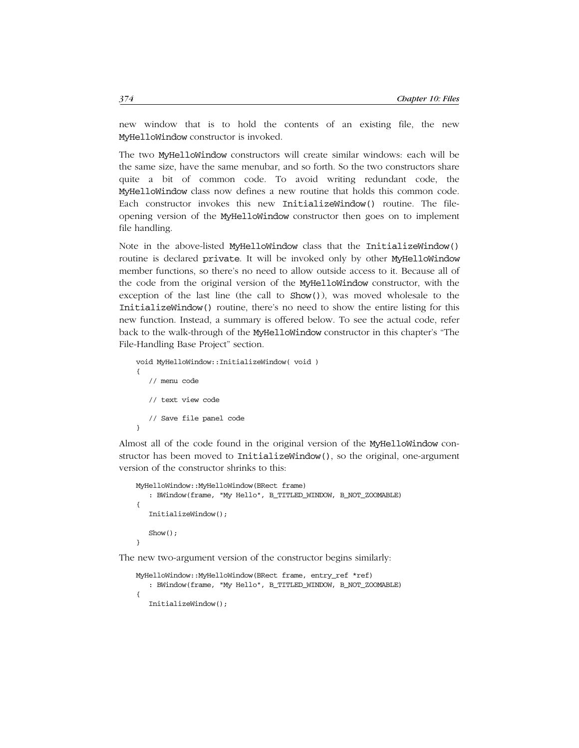new window that is to hold the contents of an existing file, the new MyHelloWindow constructor is invoked.

The two MyHelloWindow constructors will create similar windows: each will be the same size, have the same menubar, and so forth. So the two constructors share quite a bit of common code. To avoid writing redundant code, the MyHelloWindow class now defines a new routine that holds this common code. Each constructor invokes this new InitializeWindow() routine. The file-opening version of the MyHelloWindow constructor then goes on to implement file handling.

Note in the above-listed MyHelloWindow class that the InitializeWindow() routine is declared private. It will be invoked only by other MyHelloWindow member functions, so there's no need to allow outside access to it. Because all of the code from the original version of the MyHelloWindow constructor, with the exception of the last line (the call to Show()), was moved wholesale to the InitializeWindow() routine, there's no need to show the entire listing for this new function. Instead, a summary is offered below. To see the actual code, refer back to the walk-through of the MyHelloWindow constructor in this chapter's "The File-Handling Base Project" section.

```
void MyHelloWindow::InitializeWindow( void )
{
   // menu code

   // text view code

   // Save file panel code
}
```

Almost all of the code found in the original version of the MyHelloWindow constructor has been moved to InitializeWindow(), so the original, one-argument version of the constructor shrinks to this:

```
MyHelloWindow::MyHelloWindow(BRect frame)
   : BWindow(frame, "My Hello", B_TITLED_WINDOW, B_NOT_ZOOMABLE)
{
   InitializeWindow();

   Show();
}
```

The new two-argument version of the constructor begins similarly:

```
MyHelloWindow::MyHelloWindow(BRect frame, entry_ref *ref)
   : BWindow(frame, "My Hello", B_TITLED_WINDOW, B_NOT_ZOOMABLE)
{
   InitializeWindow();
```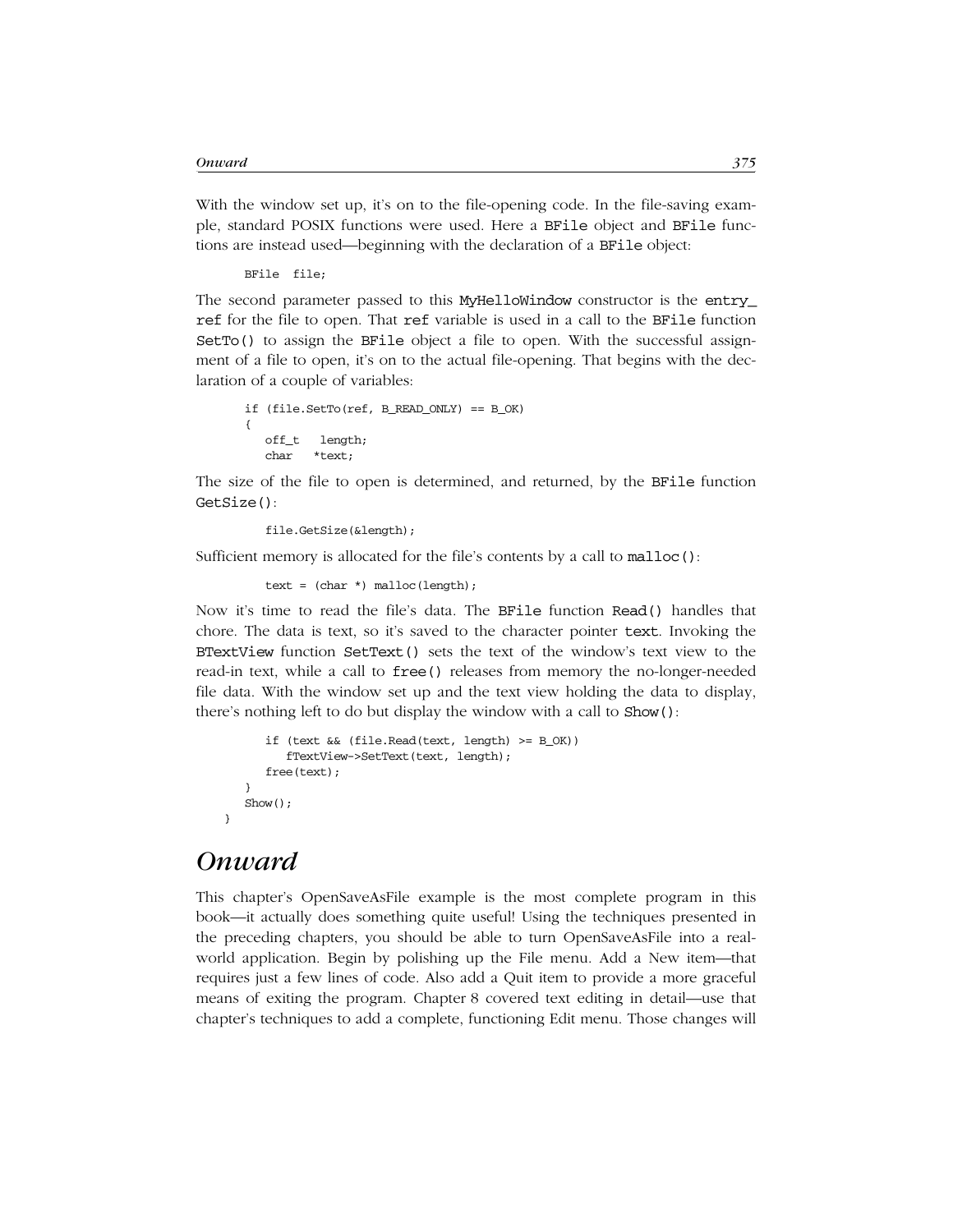With the window set up, it's on to the file-opening code. In the file-saving example, standard POSIX functions were used. Here a `BFile` object and `BFile` functions are instead used—beginning with the declaration of a `BFile` object:

```
BFile  file;
```

The second parameter passed to this `MyHelloWindow` constructor is the `entry_ref` for the file to open. That `ref` variable is used in a call to the `BFile` function `SetTo()` to assign the `BFile` object a file to open. With the successful assignment of a file to open, it's on to the actual file-opening. That begins with the declaration of a couple of variables:

```
if (file.SetTo(ref, B_READ_ONLY) == B_OK)
{
   off_t   length;
   char   *text;
```

The size of the file to open is determined, and returned, by the `BFile` function `GetSize()`:

```
   file.GetSize(&length);
```

Sufficient memory is allocated for the file's contents by a call to `malloc()`:

```
   text = (char *) malloc(length);
```

Now it's time to read the file's data. The `BFile` function `Read()` handles that chore. The data is text, so it's saved to the character pointer `text`. Invoking the `BTextView` function `SetText()` sets the text of the window's text view to the read-in text, while a call to `free()` releases from memory the no-longer-needed file data. With the window set up and the text view holding the data to display, there's nothing left to do but display the window with a call to `Show()`:

```
      if (text && (file.Read(text, length) >= B_OK))
         fTextView->SetText(text, length);
      free(text);
   }
   Show();
}
```

# Onward

This chapter's OpenSaveAsFile example is the most complete program in this book—it actually does something quite useful! Using the techniques presented in the preceding chapters, you should be able to turn OpenSaveAsFile into a real-world application. Begin by polishing up the File menu. Add a New item—that requires just a few lines of code. Also add a Quit item to provide a more graceful means of exiting the program. Chapter 8 covered text editing in detail—use that chapter's techniques to add a complete, functioning Edit menu. Those changes will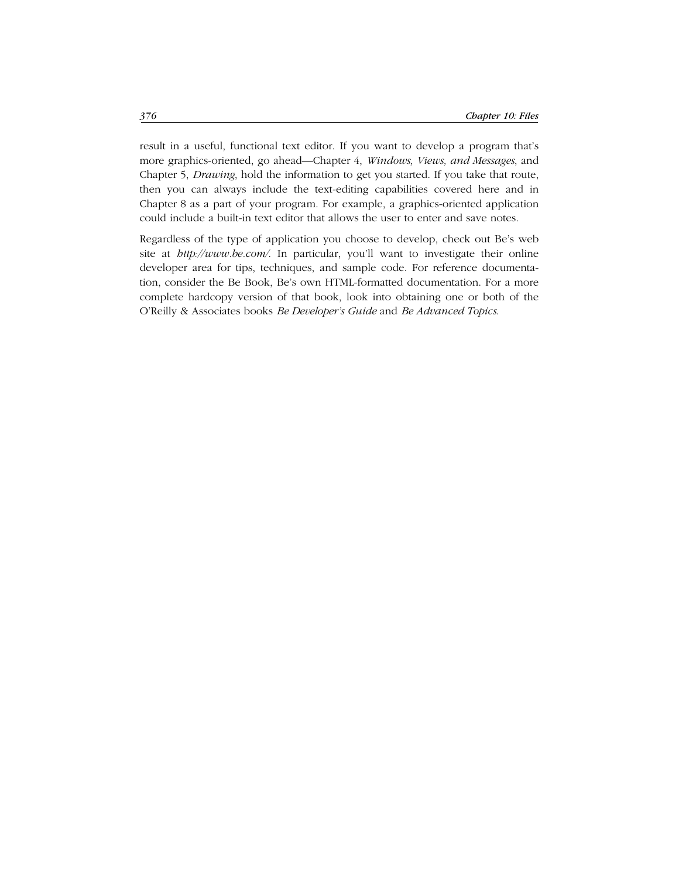result in a useful, functional text editor. If you want to develop a program that's more graphics-oriented, go ahead—Chapter 4, *Windows, Views, and Messages*, and Chapter 5, *Drawing*, hold the information to get you started. If you take that route, then you can always include the text-editing capabilities covered here and in Chapter 8 as a part of your program. For example, a graphics-oriented application could include a built-in text editor that allows the user to enter and save notes.

Regardless of the type of application you choose to develop, check out Be's web site at *http://www.be.com/*. In particular, you'll want to investigate their online developer area for tips, techniques, and sample code. For reference documentation, consider the Be Book, Be's own HTML-formatted documentation. For a more complete hardcopy version of that book, look into obtaining one or both of the O'Reilly & Associates books *Be Developer's Guide* and *Be Advanced Topics*.